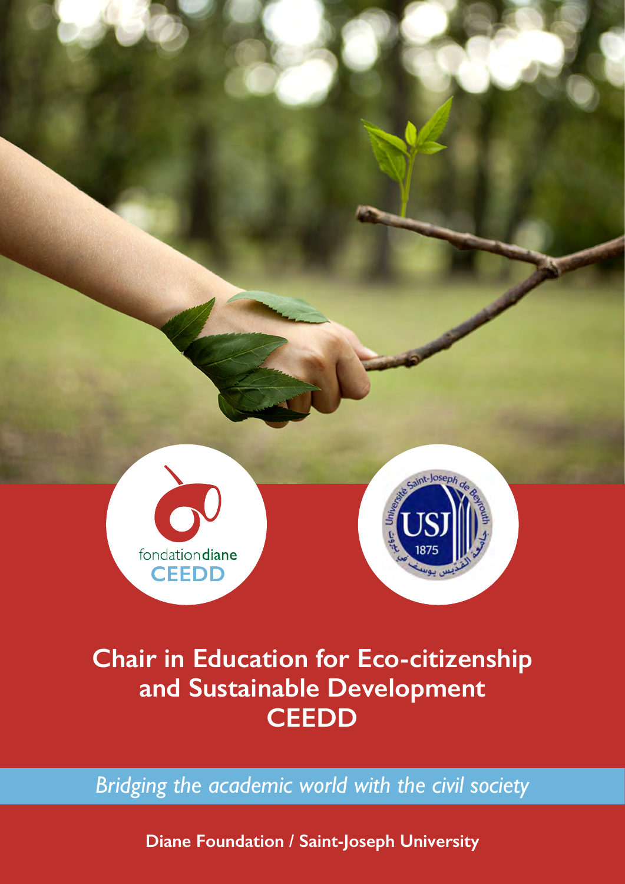fondation**diane**
CEEDD

# Chair in Education for Eco-citizenship and Sustainable Development CEEDD

*Bridging the academic world with the civil society*

**Diane Foundation / Saint-Joseph University**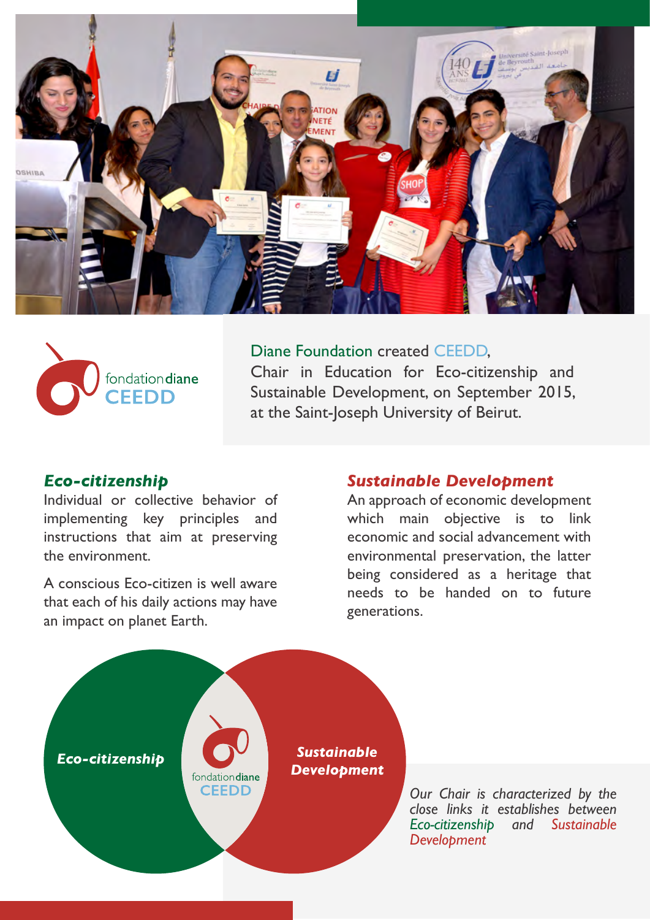fondation diane
CEEDD

Diane Foundation created CEEDD, Chair in Education for Eco-citizenship and Sustainable Development, on September 2015, at the Saint-Joseph University of Beirut.

### *Eco-citizenship*

Individual or collective behavior of implementing key principles and instructions that aim at preserving the environment.

A conscious Eco-citizen is well aware that each of his daily actions may have an impact on planet Earth.

### *Sustainable Development*

An approach of economic development which main objective is to link economic and social advancement with environmental preservation, the latter being considered as a heritage that needs to be handed on to future generations.

***Eco-citizenship***

fondation diane
CEEDD

***Sustainable Development***

*Our Chair is characterized by the close links it establishes between Eco-citizenship and Sustainable Development*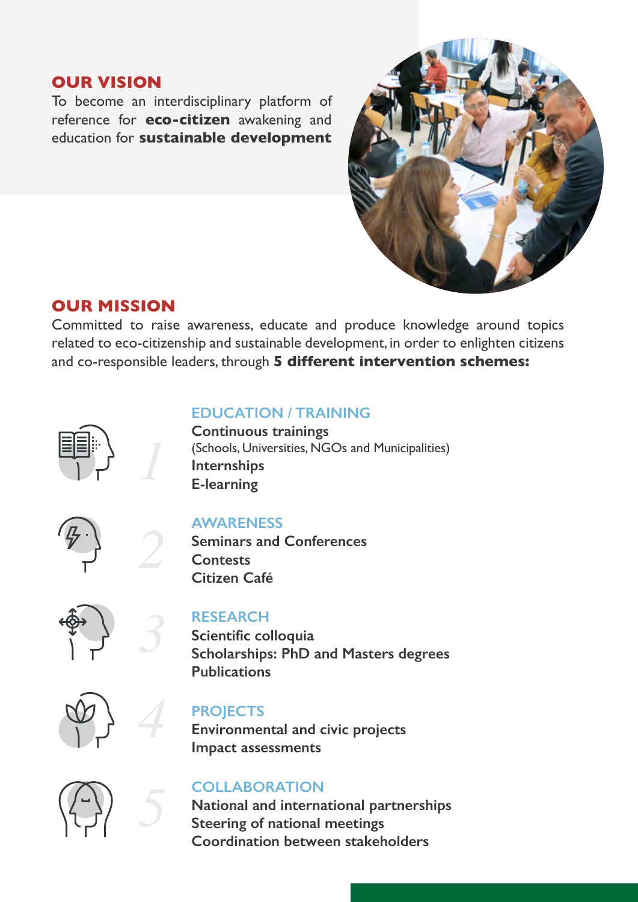## OUR VISION

To become an interdisciplinary platform of reference for **eco-citizen** awakening and education for **sustainable development**

## OUR MISSION

Committed to raise awareness, educate and produce knowledge around topics related to eco-citizenship and sustainable development, in order to enlighten citizens and co-responsible leaders, through **5 different intervention schemes:**

### 1 EDUCATION / TRAINING

**Continuous trainings**
(Schools, Universities, NGOs and Municipalities)
**Internships**
**E-learning**

### 2 AWARENESS

**Seminars and Conferences**
**Contests**
**Citizen Café**

### 3 RESEARCH

**Scientific colloquia**
**Scholarships: PhD and Masters degrees**
**Publications**

### 4 PROJECTS

**Environmental and civic projects**
**Impact assessments**

### 5 COLLABORATION

**National and international partnerships**
**Steering of national meetings**
**Coordination between stakeholders**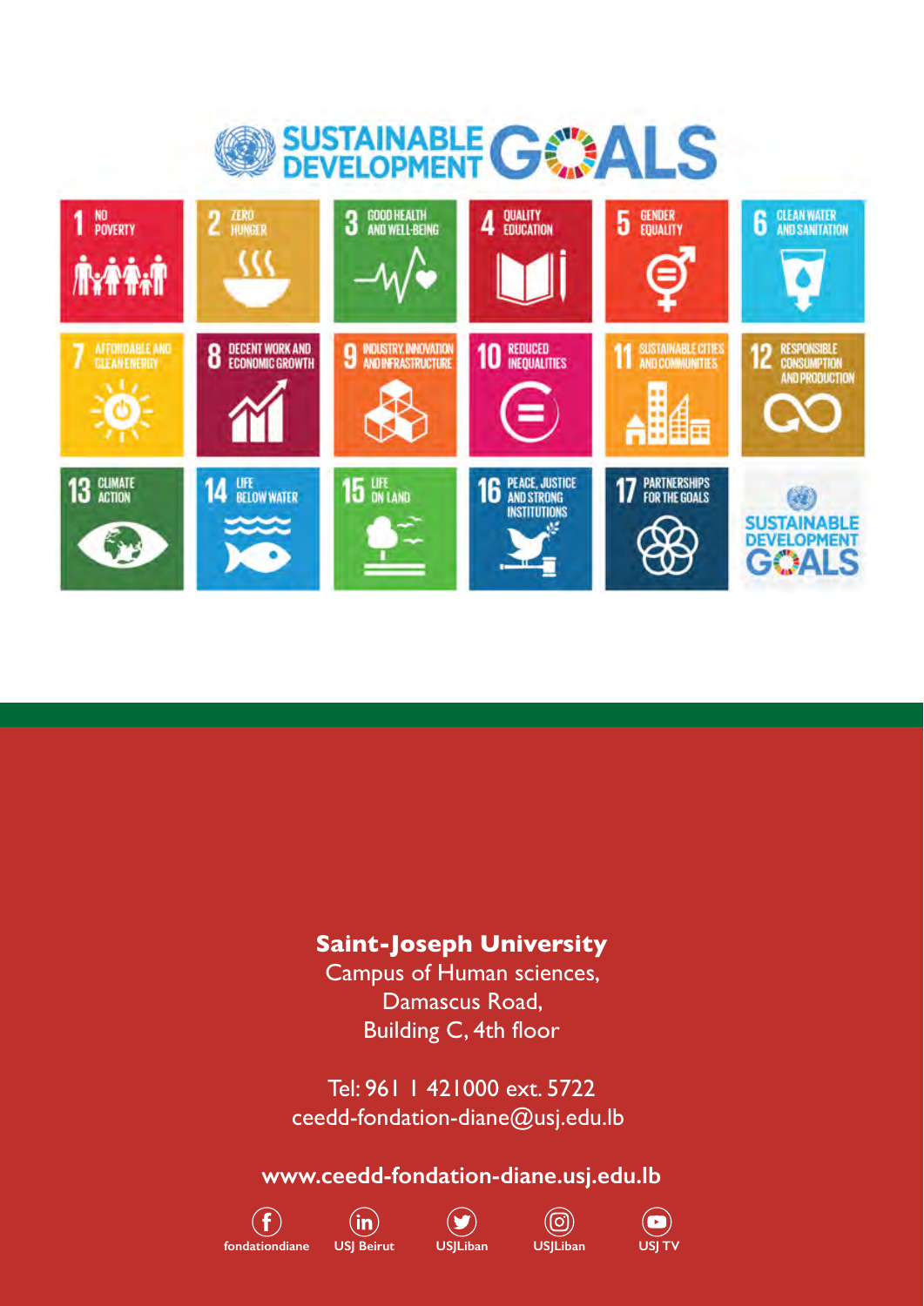# SUSTAINABLE DEVELOPMENT GOALS

1 NO POVERTY

2 ZERO HUNGER

3 GOOD HEALTH AND WELL-BEING

4 QUALITY EDUCATION

5 GENDER EQUALITY

6 CLEAN WATER AND SANITATION

7 AFFORDABLE AND CLEAN ENERGY

8 DECENT WORK AND ECONOMIC GROWTH

9 INDUSTRY, INNOVATION AND INFRASTRUCTURE

10 REDUCED INEQUALITIES

11 SUSTAINABLE CITIES AND COMMUNITIES

12 RESPONSIBLE CONSUMPTION AND PRODUCTION

13 CLIMATE ACTION

14 LIFE BELOW WATER

15 LIFE ON LAND

16 PEACE, JUSTICE AND STRONG INSTITUTIONS

17 PARTNERSHIPS FOR THE GOALS

SUSTAINABLE DEVELOPMENT GOALS

**Saint-Joseph University**
Campus of Human sciences,
Damascus Road,
Building C, 4th floor

Tel: 961 1 421000 ext. 5722
ceedd-fondation-diane@usj.edu.lb

**www.ceedd-fondation-diane.usj.edu.lb**

fondationdiane | USJ Beirut | USJLiban | USJLiban | USJ TV